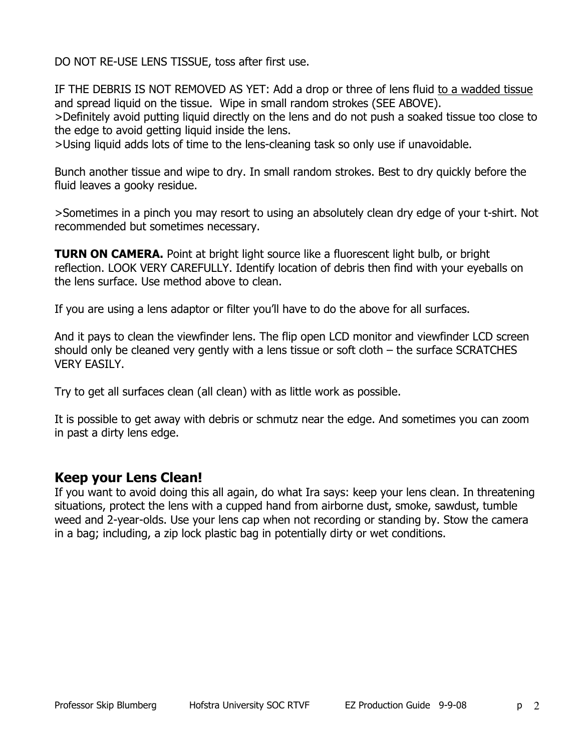DO NOT RE-USE LENS TISSUE, toss after first use.

IF THE DEBRIS IS NOT REMOVED AS YET: Add a drop or three of lens fluid to a wadded tissue and spread liquid on the tissue.  Wipe in small random strokes (SEE ABOVE).
>Definitely avoid putting liquid directly on the lens and do not push a soaked tissue too close to the edge to avoid getting liquid inside the lens.
>Using liquid adds lots of time to the lens-cleaning task so only use if unavoidable.

Bunch another tissue and wipe to dry. In small random strokes. Best to dry quickly before the fluid leaves a gooky residue.

>Sometimes in a pinch you may resort to using an absolutely clean dry edge of your t-shirt. Not recommended but sometimes necessary.

**TURN ON CAMERA.** Point at bright light source like a fluorescent light bulb, or bright reflection. LOOK VERY CAREFULLY. Identify location of debris then find with your eyeballs on the lens surface. Use method above to clean.

If you are using a lens adaptor or filter you'll have to do the above for all surfaces.

And it pays to clean the viewfinder lens. The flip open LCD monitor and viewfinder LCD screen should only be cleaned very gently with a lens tissue or soft cloth – the surface SCRATCHES VERY EASILY.

Try to get all surfaces clean (all clean) with as little work as possible.

It is possible to get away with debris or schmutz near the edge. And sometimes you can zoom in past a dirty lens edge.

## Keep your Lens Clean!

If you want to avoid doing this all again, do what Ira says: keep your lens clean. In threatening situations, protect the lens with a cupped hand from airborne dust, smoke, sawdust, tumble weed and 2-year-olds. Use your lens cap when not recording or standing by. Stow the camera in a bag; including, a zip lock plastic bag in potentially dirty or wet conditions.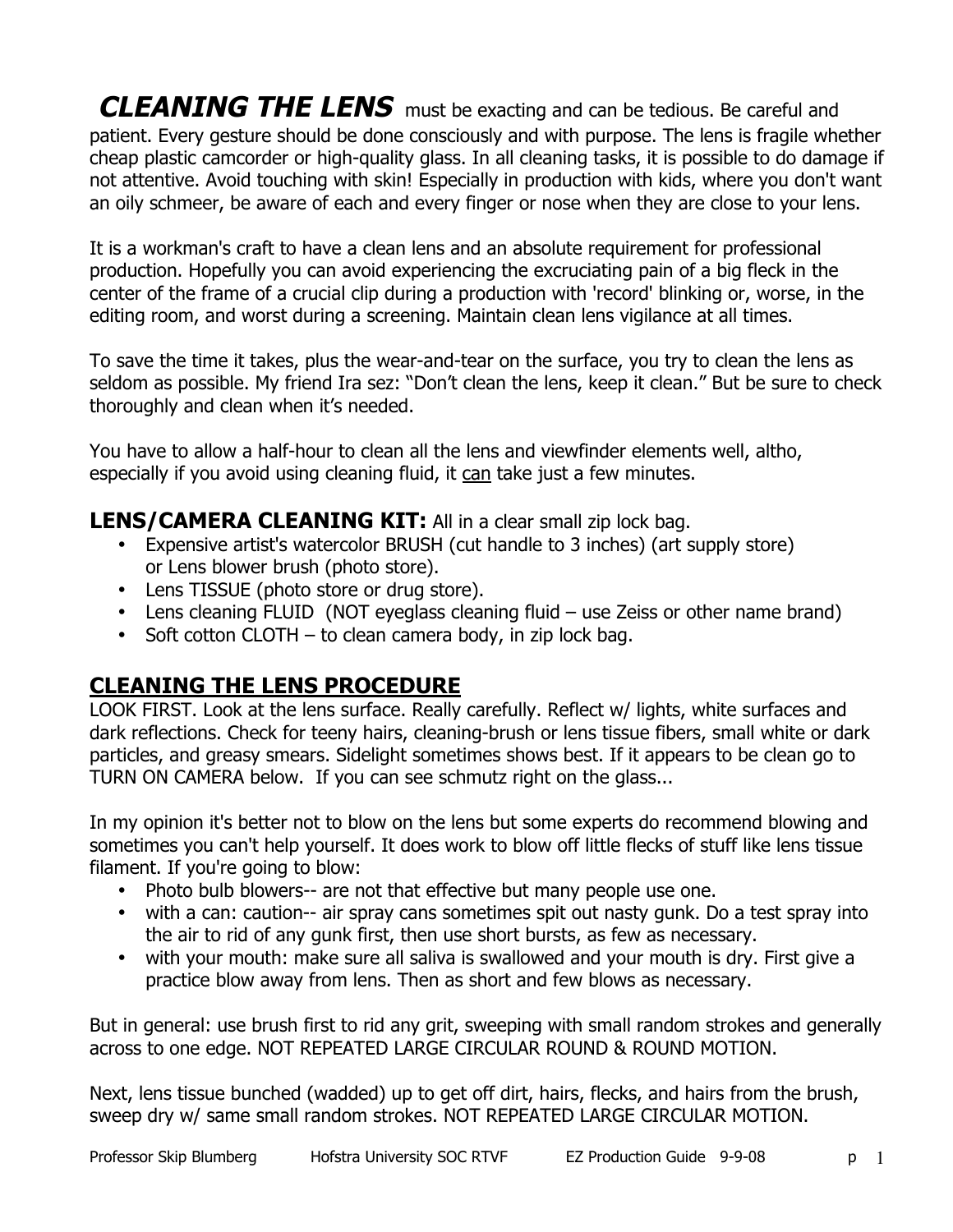**_CLEANING THE LENS_** must be exacting and can be tedious. Be careful and patient. Every gesture should be done consciously and with purpose. The lens is fragile whether cheap plastic camcorder or high-quality glass. In all cleaning tasks, it is possible to do damage if not attentive. Avoid touching with skin! Especially in production with kids, where you don't want an oily schmeer, be aware of each and every finger or nose when they are close to your lens.

It is a workman's craft to have a clean lens and an absolute requirement for professional production. Hopefully you can avoid experiencing the excruciating pain of a big fleck in the center of the frame of a crucial clip during a production with 'record' blinking or, worse, in the editing room, and worst during a screening. Maintain clean lens vigilance at all times.

To save the time it takes, plus the wear-and-tear on the surface, you try to clean the lens as seldom as possible. My friend Ira sez: "Don't clean the lens, keep it clean." But be sure to check thoroughly and clean when it's needed.

You have to allow a half-hour to clean all the lens and viewfinder elements well, altho, especially if you avoid using cleaning fluid, it <u>can</u> take just a few minutes.

## LENS/CAMERA CLEANING KIT: All in a clear small zip lock bag.

- Expensive artist's watercolor BRUSH (cut handle to 3 inches) (art supply store) or Lens blower brush (photo store).
- Lens TISSUE (photo store or drug store).
- Lens cleaning FLUID (NOT eyeglass cleaning fluid – use Zeiss or other name brand)
- Soft cotton CLOTH – to clean camera body, in zip lock bag.

## <u>CLEANING THE LENS PROCEDURE</u>

LOOK FIRST. Look at the lens surface. Really carefully. Reflect w/ lights, white surfaces and dark reflections. Check for teeny hairs, cleaning-brush or lens tissue fibers, small white or dark particles, and greasy smears. Sidelight sometimes shows best. If it appears to be clean go to TURN ON CAMERA below. If you can see schmutz right on the glass...

In my opinion it's better not to blow on the lens but some experts do recommend blowing and sometimes you can't help yourself. It does work to blow off little flecks of stuff like lens tissue filament. If you're going to blow:

- Photo bulb blowers-- are not that effective but many people use one.
- with a can: caution-- air spray cans sometimes spit out nasty gunk. Do a test spray into the air to rid of any gunk first, then use short bursts, as few as necessary.
- with your mouth: make sure all saliva is swallowed and your mouth is dry. First give a practice blow away from lens. Then as short and few blows as necessary.

But in general: use brush first to rid any grit, sweeping with small random strokes and generally across to one edge. NOT REPEATED LARGE CIRCULAR ROUND & ROUND MOTION.

Next, lens tissue bunched (wadded) up to get off dirt, hairs, flecks, and hairs from the brush, sweep dry w/ same small random strokes. NOT REPEATED LARGE CIRCULAR MOTION.